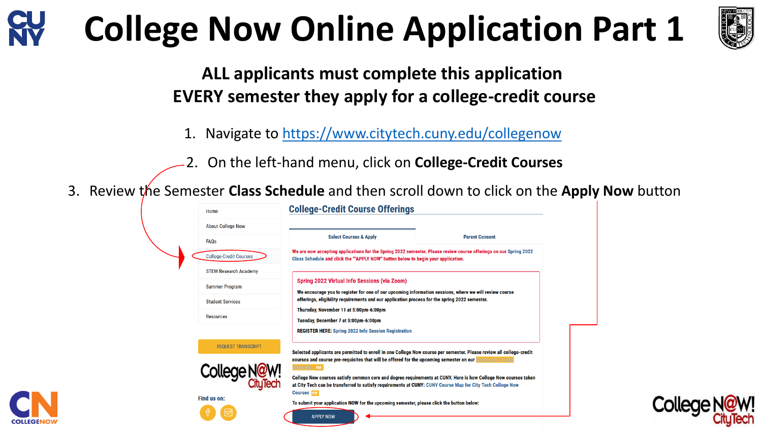# College Now Online Application Part 1

**ALL applicants must complete this application**
**EVERY semester they apply for a college-credit course**

1. Navigate to https://www.citytech.cuny.edu/collegenow
2. On the left-hand menu, click on **College-Credit Courses**
3. Review the Semester **Class Schedule** and then scroll down to click on the **Apply Now** button

- Home
- About College Now
- FAQs
- College-Credit Courses
- STEM Research Academy
- Summer Program
- Student Services
- Resources

REQUEST TRANSCRIPT

Find us on:

## College-Credit Course Offerings

| Select Courses & Apply | Parent Consent |
| --- | --- |

We are now accepting applications for the Spring 2022 semester. Please review course offerings on our Spring 2022 Class Schedule and click the "APPLY NOW" button below to begin your application.

**Spring 2022 Virtual Info Sessions (via Zoom)**

We encourage you to register for one of our upcoming information sessions, where we will review course offerings, eligibility requirements and our application process for the spring 2022 semester.

Thursday, November 11 at 5:00pm-6:00pm

Tuesday, December 7 at 5:00pm-6:00pm

REGISTER HERE: Spring 2022 Info Session Registration

Selected applicants are permitted to enroll in one College Now course per semester. Please review all college-credit courses and course pre-requisites that will be offered for the upcoming semester on our Spring 2022 Class Schedule PDF

College Now courses satisfy common core and degree requirements at CUNY. Here is how College Now courses taken at City Tech can be transferred to satisfy requirements at CUNY: CUNY Course Map for City Tech College Now Courses PDF

To submit your application NOW for the upcoming semester, please click the button below:

APPLY NOW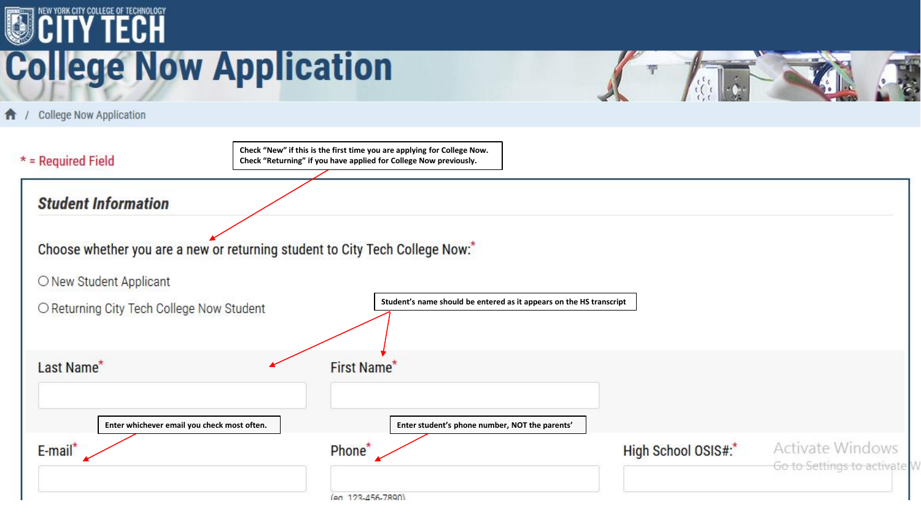NEW YORK CITY COLLEGE OF TECHNOLOGY

CITY TECH

# College Now Application

College Now Application

* = Required Field

> Check "New" if this is the first time you are applying for College Now.
> Check "Returning" if you have applied for College Now previously.

## Student Information

Choose whether you are a new or returning student to City Tech College Now:*

- New Student Applicant
- Returning City Tech College Now Student

> Student's name should be entered as it appears on the HS transcript

Last Name*

First Name*

> Enter whichever email you check most often.

> Enter student's phone number, NOT the parents'

E-mail*

Phone*

(eg. 123-456-7890)

High School OSIS#:*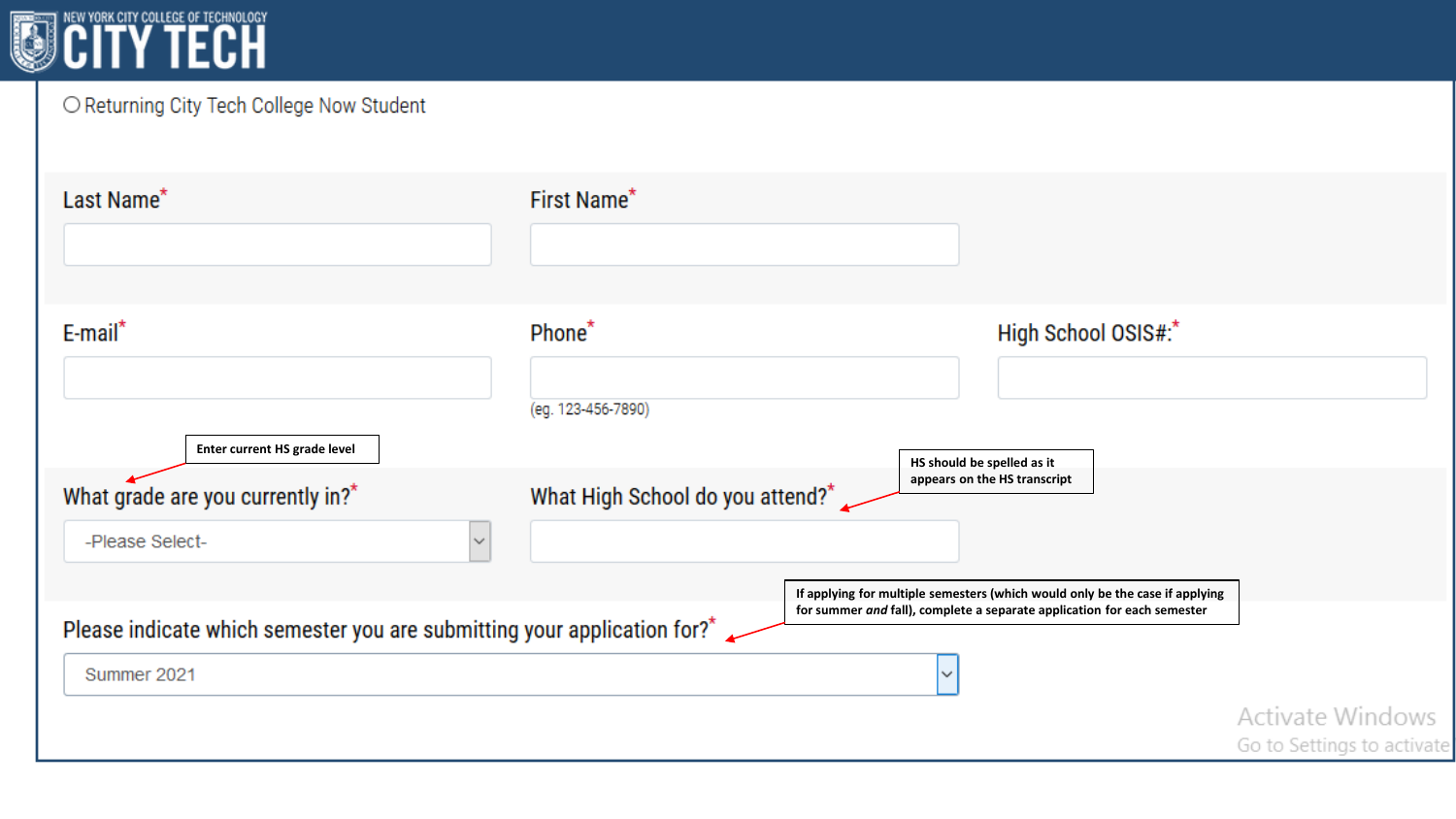# CITY TECH

NEW YORK CITY COLLEGE OF TECHNOLOGY

○ Returning City Tech College Now Student

Last Name*

First Name*

E-mail*

Phone*

(eg. 123-456-7890)

High School OSIS#:*

Enter current HS grade level

What grade are you currently in?*

-Please Select-

HS should be spelled as it appears on the HS transcript

What High School do you attend?*

If applying for multiple semesters (which would only be the case if applying for summer *and* fall), complete a separate application for each semester

Please indicate which semester you are submitting your application for?*

Summer 2021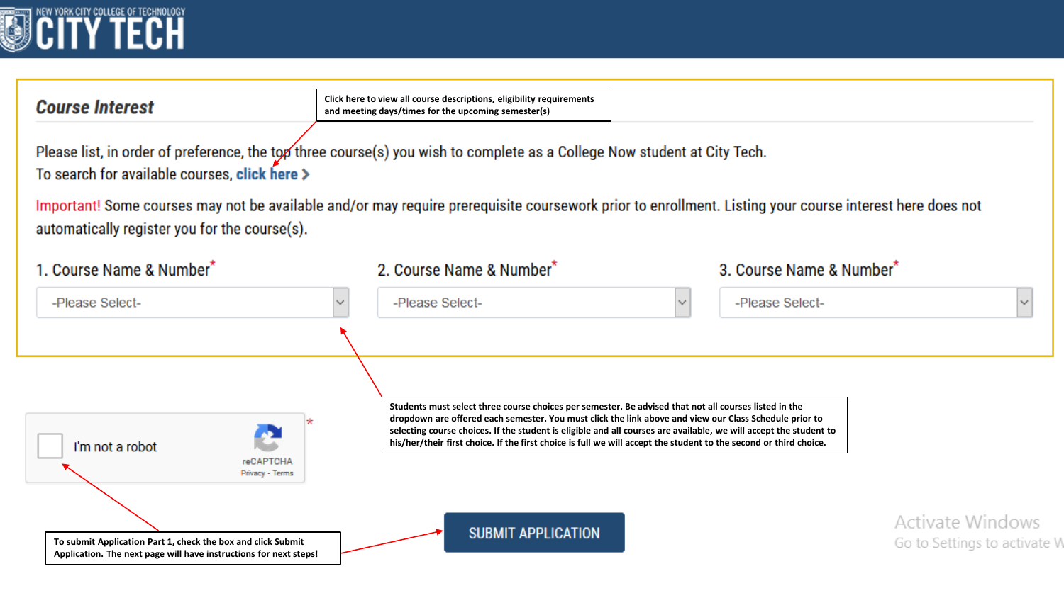NEW YORK CITY COLLEGE OF TECHNOLOGY

# CITY TECH

## *Course Interest*

Click here to view all course descriptions, eligibility requirements and meeting days/times for the upcoming semester(s)

Please list, in order of preference, the top three course(s) you wish to complete as a College Now student at City Tech.
To search for available courses, **click here >**

Important! Some courses may not be available and/or may require prerequisite coursework prior to enrollment. Listing your course interest here does not automatically register you for the course(s).

1. Course Name & Number*
-Please Select-

2. Course Name & Number*
-Please Select-

3. Course Name & Number*
-Please Select-

**Students must select three course choices per semester. Be advised that not all courses listed in the dropdown are offered each semester. You must click the link above and view our Class Schedule prior to selecting course choices. If the student is eligible and all courses are available, we will accept the student to his/her/their first choice. If the first choice is full we will accept the student to the second or third choice.**

I'm not a robot *
reCAPTCHA
Privacy - Terms

**To submit Application Part 1, check the box and click Submit Application. The next page will have instructions for next steps!**

SUBMIT APPLICATION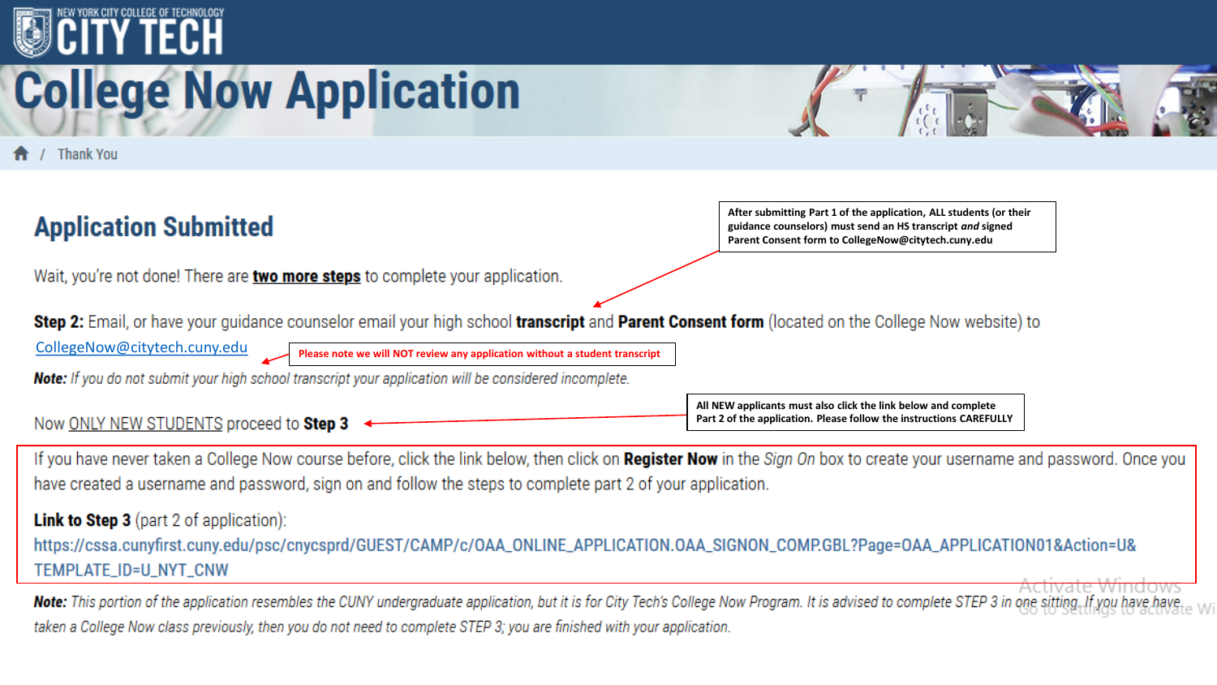NEW YORK CITY COLLEGE OF TECHNOLOGY
CITY TECH

# College Now Application

Thank You

## Application Submitted

After submitting Part 1 of the application, ALL students (or their guidance counselors) must send an HS transcript *and* signed Parent Consent form to CollegeNow@citytech.cuny.edu

Wait, you're not done! There are **two more steps** to complete your application.

**Step 2:** Email, or have your guidance counselor email your high school **transcript** and **Parent Consent form** (located on the College Now website) to CollegeNow@citytech.cuny.edu

Please note we will NOT review any application without a student transcript

***Note:*** *If you do not submit your high school transcript your application will be considered incomplete.*

All NEW applicants must also click the link below and complete Part 2 of the application. Please follow the instructions CAREFULLY

Now ONLY NEW STUDENTS proceed to **Step 3**

If you have never taken a College Now course before, click the link below, then click on **Register Now** in the *Sign On* box to create your username and password. Once you have created a username and password, sign on and follow the steps to complete part 2 of your application.

**Link to Step 3** (part 2 of application):
https://cssa.cunyfirst.cuny.edu/psc/cnycsprd/GUEST/CAMP/c/OAA_ONLINE_APPLICATION.OAA_SIGNON_COMP.GBL?Page=OAA_APPLICATION01&Action=U&TEMPLATE_ID=U_NYT_CNW

***Note:*** *This portion of the application resembles the CUNY undergraduate application, but it is for City Tech's College Now Program. It is advised to complete STEP 3 in one sitting. If you have taken a College Now class previously, then you do not need to complete STEP 3; you are finished with your application.*